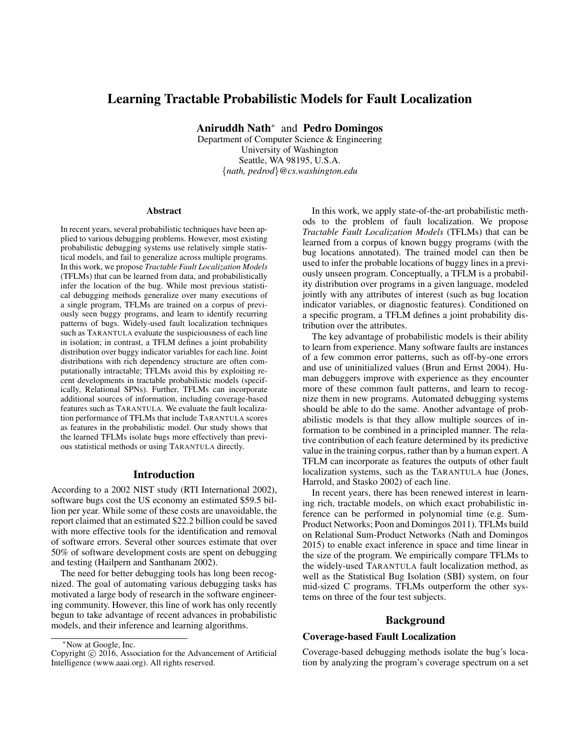# Learning Tractable Probabilistic Models for Fault Localization

**Aniruddh Nath*** and **Pedro Domingos**

Department of Computer Science & Engineering
University of Washington
Seattle, WA 98195, U.S.A.
{*nath, pedrod*}@*cs.washington.edu*

## Abstract

In recent years, several probabilistic techniques have been applied to various debugging problems. However, most existing probabilistic debugging systems use relatively simple statistical models, and fail to generalize across multiple programs. In this work, we propose *Tractable Fault Localization Models* (TFLMs) that can be learned from data, and probabilistically infer the location of the bug. While most previous statistical debugging methods generalize over many executions of a single program, TFLMs are trained on a corpus of previously seen buggy programs, and learn to identify recurring patterns of bugs. Widely-used fault localization techniques such as TARANTULA evaluate the suspiciousness of each line in isolation; in contrast, a TFLM defines a joint probability distribution over buggy indicator variables for each line. Joint distributions with rich dependency structure are often computationally intractable; TFLMs avoid this by exploiting recent developments in tractable probabilistic models (specifically, Relational SPNs). Further, TFLMs can incorporate additional sources of information, including coverage-based features such as TARANTULA. We evaluate the fault localization performance of TFLMs that include TARANTULA scores as features in the probabilistic model. Our study shows that the learned TFLMs isolate bugs more effectively than previous statistical methods or using TARANTULA directly.

## Introduction

According to a 2002 NIST study (RTI International 2002), software bugs cost the US economy an estimated $59.5 billion per year. While some of these costs are unavoidable, the report claimed that an estimated $22.2 billion could be saved with more effective tools for the identification and removal of software errors. Several other sources estimate that over 50% of software development costs are spent on debugging and testing (Hailpern and Santhanam 2002).

The need for better debugging tools has long been recognized. The goal of automating various debugging tasks has motivated a large body of research in the software engineering community. However, this line of work has only recently begun to take advantage of recent advances in probabilistic models, and their inference and learning algorithms.

In this work, we apply state-of-the-art probabilistic methods to the problem of fault localization. We propose *Tractable Fault Localization Models* (TFLMs) that can be learned from a corpus of known buggy programs (with the bug locations annotated). The trained model can then be used to infer the probable locations of buggy lines in a previously unseen program. Conceptually, a TFLM is a probability distribution over programs in a given language, modeled jointly with any attributes of interest (such as bug location indicator variables, or diagnostic features). Conditioned on a specific program, a TFLM defines a joint probability distribution over the attributes.

The key advantage of probabilistic models is their ability to learn from experience. Many software faults are instances of a few common error patterns, such as off-by-one errors and use of uninitialized values (Brun and Ernst 2004). Human debuggers improve with experience as they encounter more of these common fault patterns, and learn to recognize them in new programs. Automated debugging systems should be able to do the same. Another advantage of probabilistic models is that they allow multiple sources of information to be combined in a principled manner. The relative contribution of each feature determined by its predictive value in the training corpus, rather than by a human expert. A TFLM can incorporate as features the outputs of other fault localization systems, such as the TARANTULA hue (Jones, Harrold, and Stasko 2002) of each line.

In recent years, there has been renewed interest in learning rich, tractable models, on which exact probabilistic inference can be performed in polynomial time (e.g. Sum-Product Networks; Poon and Domingos 2011). TFLMs build on Relational Sum-Product Networks (Nath and Domingos 2015) to enable exact inference in space and time linear in the size of the program. We empirically compare TFLMs to the widely-used TARANTULA fault localization method, as well as the Statistical Bug Isolation (SBI) system, on four mid-sized C programs. TFLMs outperform the other systems on three of the four test subjects.

## Background

### Coverage-based Fault Localization

Coverage-based debugging methods isolate the bug's location by analyzing the program's coverage spectrum on a set

*Now at Google, Inc.

Copyright © 2016, Association for the Advancement of Artificial Intelligence (www.aaai.org). All rights reserved.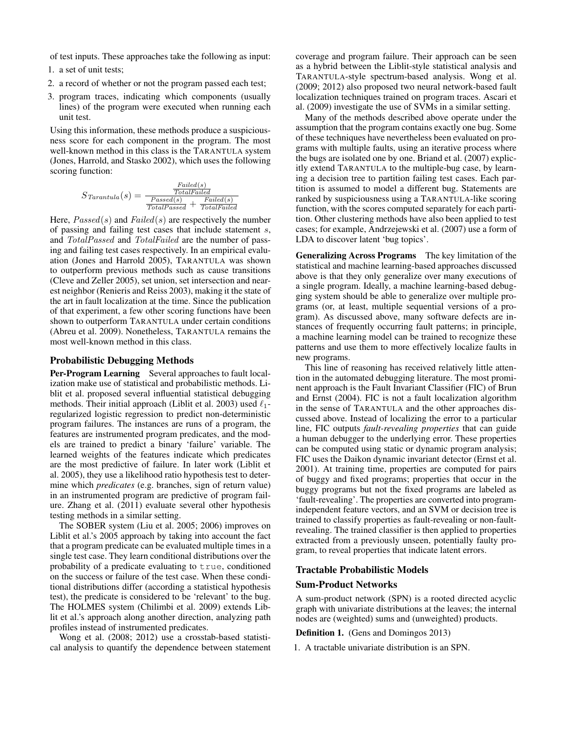of test inputs. These approaches take the following as input:

1. a set of unit tests;
2. a record of whether or not the program passed each test;
3. program traces, indicating which components (usually lines) of the program were executed when running each unit test.

Using this information, these methods produce a suspiciousness score for each component in the program. The most well-known method in this class is the TARANTULA system (Jones, Harrold, and Stasko 2002), which uses the following scoring function:

$$S_{Tarantula}(s) = \frac{\frac{Failed(s)}{TotalFailed}}{\frac{Passed(s)}{TotalPassed} + \frac{Failed(s)}{TotalFailed}}$$

Here, $Passed(s)$ and $Failed(s)$ are respectively the number of passing and failing test cases that include statement $s$, and $TotalPassed$ and $TotalFailed$ are the number of passing and failing test cases respectively. In an empirical evaluation (Jones and Harrold 2005), TARANTULA was shown to outperform previous methods such as cause transitions (Cleve and Zeller 2005), set union, set intersection and nearest neighbor (Renieris and Reiss 2003), making it the state of the art in fault localization at the time. Since the publication of that experiment, a few other scoring functions have been shown to outperform TARANTULA under certain conditions (Abreu et al. 2009). Nonetheless, TARANTULA remains the most well-known method in this class.

### Probabilistic Debugging Methods

**Per-Program Learning** Several approaches to fault localization make use of statistical and probabilistic methods. Liblit et al. proposed several influential statistical debugging methods. Their initial approach (Liblit et al. 2003) used $\ell_1$-regularized logistic regression to predict non-deterministic program failures. The instances are runs of a program, the features are instrumented program predicates, and the models are trained to predict a binary 'failure' variable. The learned weights of the features indicate which predicates are the most predictive of failure. In later work (Liblit et al. 2005), they use a likelihood ratio hypothesis test to determine which *predicates* (e.g. branches, sign of return value) in an instrumented program are predictive of program failure. Zhang et al. (2011) evaluate several other hypothesis testing methods in a similar setting.

The SOBER system (Liu et al. 2005; 2006) improves on Liblit et al.'s 2005 approach by taking into account the fact that a program predicate can be evaluated multiple times in a single test case. They learn conditional distributions over the probability of a predicate evaluating to `true`, conditioned on the success or failure of the test case. When these conditional distributions differ (according a statistical hypothesis test), the predicate is considered to be 'relevant' to the bug. The HOLMES system (Chilimbi et al. 2009) extends Liblit et al.'s approach along another direction, analyzing path profiles instead of instrumented predicates.

Wong et al. (2008; 2012) use a crosstab-based statistical analysis to quantify the dependence between statement coverage and program failure. Their approach can be seen as a hybrid between the Liblit-style statistical analysis and TARANTULA-style spectrum-based analysis. Wong et al. (2009; 2012) also proposed two neural network-based fault localization techniques trained on program traces. Ascari et al. (2009) investigate the use of SVMs in a similar setting.

Many of the methods described above operate under the assumption that the program contains exactly one bug. Some of these techniques have nevertheless been evaluated on programs with multiple faults, using an iterative process where the bugs are isolated one by one. Briand et al. (2007) explicitly extend TARANTULA to the multiple-bug case, by learning a decision tree to partition failing test cases. Each partition is assumed to model a different bug. Statements are ranked by suspiciousness using a TARANTULA-like scoring function, with the scores computed separately for each partition. Other clustering methods have also been applied to test cases; for example, Andrzejewski et al. (2007) use a form of LDA to discover latent 'bug topics'.

**Generalizing Across Programs** The key limitation of the statistical and machine learning-based approaches discussed above is that they only generalize over many executions of a single program. Ideally, a machine learning-based debugging system should be able to generalize over multiple programs (or, at least, multiple sequential versions of a program). As discussed above, many software defects are instances of frequently occurring fault patterns; in principle, a machine learning model can be trained to recognize these patterns and use them to more effectively localize faults in new programs.

This line of reasoning has received relatively little attention in the automated debugging literature. The most prominent approach is the Fault Invariant Classifier (FIC) of Brun and Ernst (2004). FIC is not a fault localization algorithm in the sense of TARANTULA and the other approaches discussed above. Instead of localizing the error to a particular line, FIC outputs *fault-revealing properties* that can guide a human debugger to the underlying error. These properties can be computed using static or dynamic program analysis; FIC uses the Daikon dynamic invariant detector (Ernst et al. 2001). At training time, properties are computed for pairs of buggy and fixed programs; properties that occur in the buggy programs but not the fixed programs are labeled as 'fault-revealing'. The properties are converted into program-independent feature vectors, and an SVM or decision tree is trained to classify properties as fault-revealing or non-fault-revealing. The trained classifier is then applied to properties extracted from a previously unseen, potentially faulty program, to reveal properties that indicate latent errors.

### Tractable Probabilistic Models

### Sum-Product Networks

A sum-product network (SPN) is a rooted directed acyclic graph with univariate distributions at the leaves; the internal nodes are (weighted) sums and (unweighted) products.

**Definition 1.** (Gens and Domingos 2013)

1. A tractable univariate distribution is an SPN.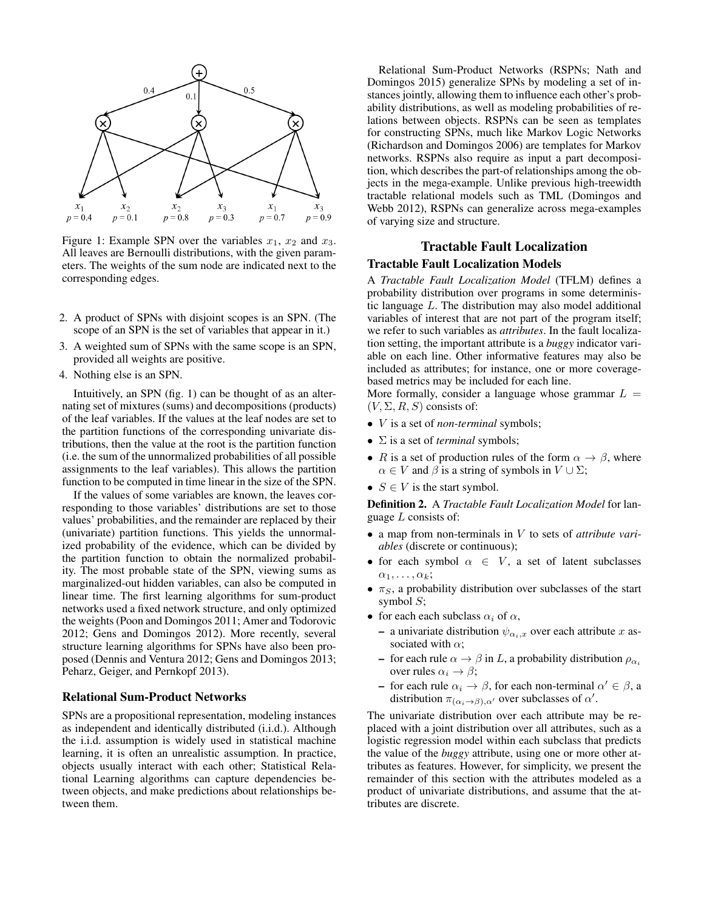Figure 1: Example SPN over the variables $x_1$, $x_2$ and $x_3$. All leaves are Bernoulli distributions, with the given parameters. The weights of the sum node are indicated next to the corresponding edges.

2. A product of SPNs with disjoint scopes is an SPN. (The scope of an SPN is the set of variables that appear in it.)
3. A weighted sum of SPNs with the same scope is an SPN, provided all weights are positive.
4. Nothing else is an SPN.

Intuitively, an SPN (fig. 1) can be thought of as an alternating set of mixtures (sums) and decompositions (products) of the leaf variables. If the values at the leaf nodes are set to the partition functions of the corresponding univariate distributions, then the value at the root is the partition function (i.e. the sum of the unnormalized probabilities of all possible assignments to the leaf variables). This allows the partition function to be computed in time linear in the size of the SPN.

If the values of some variables are known, the leaves corresponding to those variables' distributions are set to those values' probabilities, and the remainder are replaced by their (univariate) partition functions. This yields the unnormalized probability of the evidence, which can be divided by the partition function to obtain the normalized probability. The most probable state of the SPN, viewing sums as marginalized-out hidden variables, can also be computed in linear time. The first learning algorithms for sum-product networks used a fixed network structure, and only optimized the weights (Poon and Domingos 2011; Amer and Todorovic 2012; Gens and Domingos 2012). More recently, several structure learning algorithms for SPNs have also been proposed (Dennis and Ventura 2012; Gens and Domingos 2013; Peharz, Geiger, and Pernkopf 2013).

### Relational Sum-Product Networks

SPNs are a propositional representation, modeling instances as independent and identically distributed (i.i.d.). Although the i.i.d. assumption is widely used in statistical machine learning, it is often an unrealistic assumption. In practice, objects usually interact with each other; Statistical Relational Learning algorithms can capture dependencies between objects, and make predictions about relationships between them.

Relational Sum-Product Networks (RSPNs; Nath and Domingos 2015) generalize SPNs by modeling a set of instances jointly, allowing them to influence each other's probability distributions, as well as modeling probabilities of relations between objects. RSPNs can be seen as templates for constructing SPNs, much like Markov Logic Networks (Richardson and Domingos 2006) are templates for Markov networks. RSPNs also require as input a part decomposition, which describes the part-of relationships among the objects in the mega-example. Unlike previous high-treewidth tractable relational models such as TML (Domingos and Webb 2012), RSPNs can generalize across mega-examples of varying size and structure.

## Tractable Fault Localization

### Tractable Fault Localization Models

A *Tractable Fault Localization Model* (TFLM) defines a probability distribution over programs in some deterministic language $L$. The distribution may also model additional variables of interest that are not part of the program itself; we refer to such variables as *attributes*. In the fault localization setting, the important attribute is a *buggy* indicator variable on each line. Other informative features may also be included as attributes; for instance, one or more coverage-based metrics may be included for each line.

More formally, consider a language whose grammar $L = (V, \Sigma, R, S)$ consists of:

- $V$ is a set of *non-terminal* symbols;
- $\Sigma$ is a set of *terminal* symbols;
- $R$ is a set of production rules of the form $\alpha \to \beta$, where $\alpha \in V$ and $\beta$ is a string of symbols in $V \cup \Sigma$;
- $S \in V$ is the start symbol.

**Definition 2.** A *Tractable Fault Localization Model* for language $L$ consists of:

- a map from non-terminals in $V$ to sets of *attribute variables* (discrete or continuous);
- for each symbol $\alpha \in V$, a set of latent subclasses $\alpha_1, \ldots, \alpha_k$;
- $\pi_S$, a probability distribution over subclasses of the start symbol $S$;
- for each each subclass $\alpha_i$ of $\alpha$,
  - a univariate distribution $\psi_{\alpha_i,x}$ over each attribute $x$ associated with $\alpha$;
  - for each rule $\alpha \to \beta$ in $L$, a probability distribution $\rho_{\alpha_i}$ over rules $\alpha_i \to \beta$;
  - for each rule $\alpha_i \to \beta$, for each non-terminal $\alpha' \in \beta$, a distribution $\pi_{(\alpha_i \to \beta),\alpha'}$ over subclasses of $\alpha'$.

The univariate distribution over each attribute may be replaced with a joint distribution over all attributes, such as a logistic regression model within each subclass that predicts the value of the *buggy* attribute, using one or more other attributes as features. However, for simplicity, we present the remainder of this section with the attributes modeled as a product of univariate distributions, and assume that the attributes are discrete.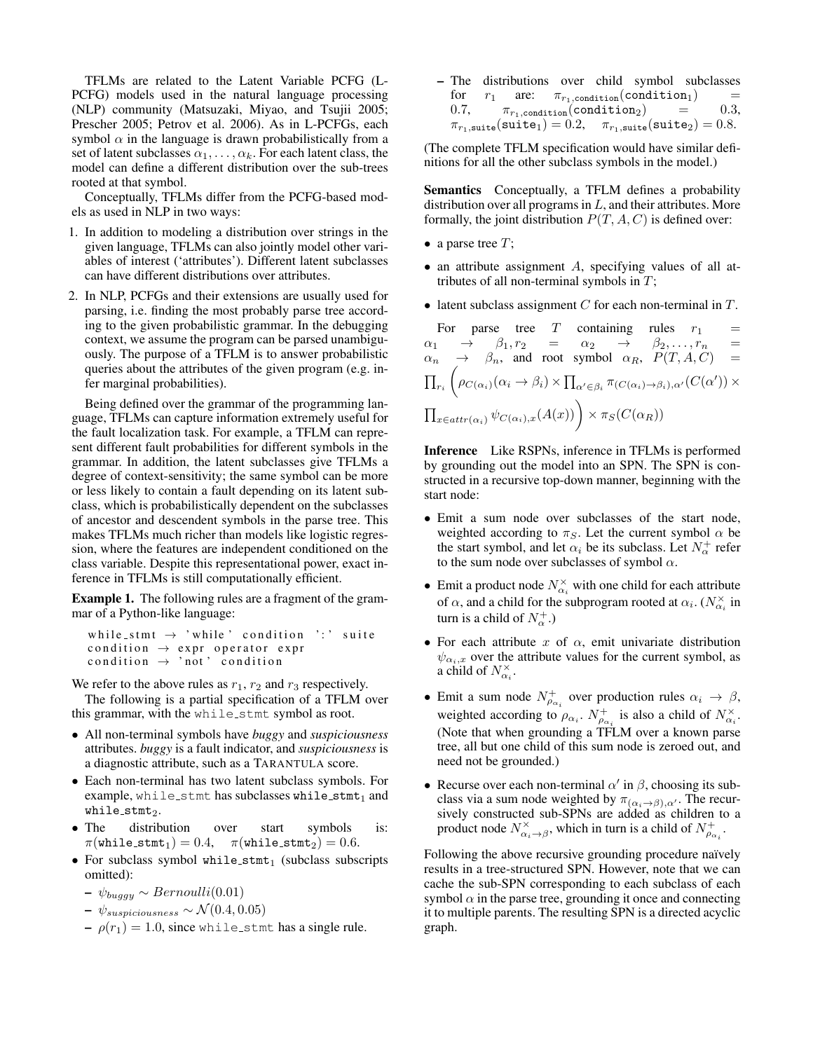TFLMs are related to the Latent Variable PCFG (L-PCFG) models used in the natural language processing (NLP) community (Matsuzaki, Miyao, and Tsujii 2005; Prescher 2005; Petrov et al. 2006). As in L-PCFGs, each symbol $\alpha$ in the language is drawn probabilistically from a set of latent subclasses $\alpha_1, \ldots, \alpha_k$. For each latent class, the model can define a different distribution over the sub-trees rooted at that symbol.

Conceptually, TFLMs differ from the PCFG-based models as used in NLP in two ways:

1. In addition to modeling a distribution over strings in the given language, TFLMs can also jointly model other variables of interest ('attributes'). Different latent subclasses can have different distributions over attributes.
2. In NLP, PCFGs and their extensions are usually used for parsing, i.e. finding the most probably parse tree according to the given probabilistic grammar. In the debugging context, we assume the program can be parsed unambiguously. The purpose of a TFLM is to answer probabilistic queries about the attributes of the given program (e.g. infer marginal probabilities).

Being defined over the grammar of the programming language, TFLMs can capture information extremely useful for the fault localization task. For example, a TFLM can represent different fault probabilities for different symbols in the grammar. In addition, the latent subclasses give TFLMs a degree of context-sensitivity; the same symbol can be more or less likely to contain a fault depending on its latent subclass, which is probabilistically dependent on the subclasses of ancestor and descendent symbols in the parse tree. This makes TFLMs much richer than models like logistic regression, where the features are independent conditioned on the class variable. Despite this representational power, exact inference in TFLMs is still computationally efficient.

**Example 1.** The following rules are a fragment of the grammar of a Python-like language:

```
while_stmt → 'while' condition ':' suite
condition → expr operator expr
condition → 'not' condition
```

We refer to the above rules as $r_1$, $r_2$ and $r_3$ respectively.

The following is a partial specification of a TFLM over this grammar, with the `while_stmt` symbol as root.

- All non-terminal symbols have *buggy* and *suspiciousness* attributes. *buggy* is a fault indicator, and *suspiciousness* is a diagnostic attribute, such as a TARANTULA score.
- Each non-terminal has two latent subclass symbols. For example, `while_stmt` has subclasses $\texttt{while\_stmt}_1$ and $\texttt{while\_stmt}_2$.
- The distribution over start symbols is: $\pi(\texttt{while\_stmt}_1) = 0.4$, $\pi(\texttt{while\_stmt}_2) = 0.6$.
- For subclass symbol $\texttt{while\_stmt}_1$ (subclass subscripts omitted):
  - $\psi_{buggy} \sim Bernoulli(0.01)$
  - $\psi_{suspiciousness} \sim \mathcal{N}(0.4, 0.05)$
  - $\rho(r_1) = 1.0$, since `while_stmt` has a single rule.
  - The distributions over child symbol subclasses for $r_1$ are: $\pi_{r_1,\texttt{condition}}(\texttt{condition}_1) = 0.7$, $\pi_{r_1,\texttt{condition}}(\texttt{condition}_2) = 0.3$, $\pi_{r_1,\texttt{suite}}(\texttt{suite}_1) = 0.2$, $\pi_{r_1,\texttt{suite}}(\texttt{suite}_2) = 0.8$.

(The complete TFLM specification would have similar definitions for all the other subclass symbols in the model.)

**Semantics** Conceptually, a TFLM defines a probability distribution over all programs in $L$, and their attributes. More formally, the joint distribution $P(T, A, C)$ is defined over:

- a parse tree $T$;
- an attribute assignment $A$, specifying values of all attributes of all non-terminal symbols in $T$;
- latent subclass assignment $C$ for each non-terminal in $T$.

For parse tree $T$ containing rules $r_1 = \alpha_1 \to \beta_1, r_2 = \alpha_2 \to \beta_2, \ldots, r_n = \alpha_n \to \beta_n$, and root symbol $\alpha_R$, $P(T, A, C) = \prod_{r_i} \Big( \rho_{C(\alpha_i)}(\alpha_i \to \beta_i) \times \prod_{\alpha' \in \beta_i} \pi_{(C(\alpha_i) \to \beta_i),\alpha'}(C(\alpha')) \times \prod_{x \in attr(\alpha_i)} \psi_{C(\alpha_i),x}(A(x)) \Big) \times \pi_S(C(\alpha_R))$

**Inference** Like RSPNs, inference in TFLMs is performed by grounding out the model into an SPN. The SPN is constructed in a recursive top-down manner, beginning with the start node:

- Emit a sum node over subclasses of the start node, weighted according to $\pi_S$. Let the current symbol $\alpha$ be the start symbol, and let $\alpha_i$ be its subclass. Let $N^+_\alpha$ refer to the sum node over subclasses of symbol $\alpha$.
- Emit a product node $N^\times_{\alpha_i}$ with one child for each attribute of $\alpha$, and a child for the subprogram rooted at $\alpha_i$. ($N^\times_{\alpha_i}$ in turn is a child of $N^+_\alpha$.)
- For each attribute $x$ of $\alpha$, emit univariate distribution $\psi_{\alpha_i,x}$ over the attribute values for the current symbol, as a child of $N^\times_{\alpha_i}$.
- Emit a sum node $N^+_{\rho_{\alpha_i}}$ over production rules $\alpha_i \to \beta$, weighted according to $\rho_{\alpha_i}$. $N^+_{\rho_{\alpha_i}}$ is also a child of $N^\times_{\alpha_i}$. (Note that when grounding a TFLM over a known parse tree, all but one child of this sum node is zeroed out, and need not be grounded.)
- Recurse over each non-terminal $\alpha'$ in $\beta$, choosing its subclass via a sum node weighted by $\pi_{(\alpha_i \to \beta),\alpha'}$. The recursively constructed sub-SPNs are added as children to a product node $N^\times_{\alpha_i \to \beta}$, which in turn is a child of $N^+_{\rho_{\alpha_i}}$.

Following the above recursive grounding procedure naïvely results in a tree-structured SPN. However, note that we can cache the sub-SPN corresponding to each subclass of each symbol $\alpha$ in the parse tree, grounding it once and connecting it to multiple parents. The resulting SPN is a directed acyclic graph.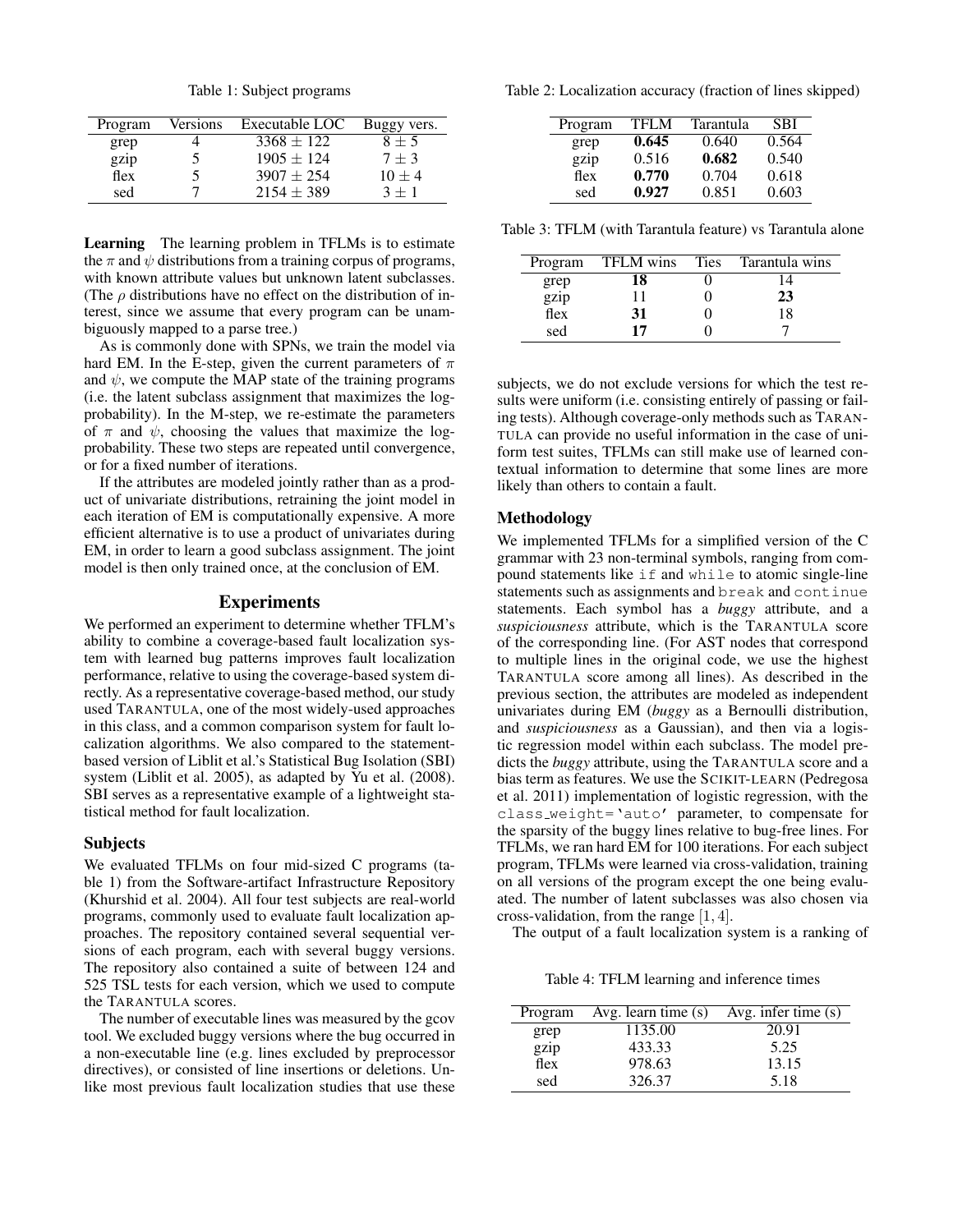Table 1: Subject programs

| Program | Versions | Executable LOC | Buggy vers. |
|---|---|---|---|
| grep | 4 | $3368 \pm 122$ | $8 \pm 5$ |
| gzip | 5 | $1905 \pm 124$ | $7 \pm 3$ |
| flex | 5 | $3907 \pm 254$ | $10 \pm 4$ |
| sed | 7 | $2154 \pm 389$ | $3 \pm 1$ |

**Learning** The learning problem in TFLMs is to estimate the $\pi$ and $\psi$ distributions from a training corpus of programs, with known attribute values but unknown latent subclasses. (The $\rho$ distributions have no effect on the distribution of interest, since we assume that every program can be unambiguously mapped to a parse tree.)

As is commonly done with SPNs, we train the model via hard EM. In the E-step, given the current parameters of $\pi$ and $\psi$, we compute the MAP state of the training programs (i.e. the latent subclass assignment that maximizes the log-probability). In the M-step, we re-estimate the parameters of $\pi$ and $\psi$, choosing the values that maximize the log-probability. These two steps are repeated until convergence, or for a fixed number of iterations.

If the attributes are modeled jointly rather than as a product of univariate distributions, retraining the joint model in each iteration of EM is computationally expensive. A more efficient alternative is to use a product of univariates during EM, in order to learn a good subclass assignment. The joint model is then only trained once, at the conclusion of EM.

## Experiments

We performed an experiment to determine whether TFLM's ability to combine a coverage-based fault localization system with learned bug patterns improves fault localization performance, relative to using the coverage-based system directly. As a representative coverage-based method, our study used TARANTULA, one of the most widely-used approaches in this class, and a common comparison system for fault localization algorithms. We also compared to the statement-based version of Liblit et al.'s Statistical Bug Isolation (SBI) system (Liblit et al. 2005), as adapted by Yu et al. (2008). SBI serves as a representative example of a lightweight statistical method for fault localization.

### Subjects

We evaluated TFLMs on four mid-sized C programs (table 1) from the Software-artifact Infrastructure Repository (Khurshid et al. 2004). All four test subjects are real-world programs, commonly used to evaluate fault localization approaches. The repository contained several sequential versions of each program, each with several buggy versions. The repository also contained a suite of between 124 and 525 TSL tests for each version, which we used to compute the TARANTULA scores.

The number of executable lines was measured by the gcov tool. We excluded buggy versions where the bug occurred in a non-executable line (e.g. lines excluded by preprocessor directives), or consisted of line insertions or deletions. Unlike most previous fault localization studies that use these subjects, we do not exclude versions for which the test results were uniform (i.e. consisting entirely of passing or failing tests). Although coverage-only methods such as TARANTULA can provide no useful information in the case of uniform test suites, TFLMs can still make use of learned contextual information to determine that some lines are more likely than others to contain a fault.

Table 2: Localization accuracy (fraction of lines skipped)

| Program | TFLM | Tarantula | SBI |
|---|---|---|---|
| grep | **0.645** | 0.640 | 0.564 |
| gzip | 0.516 | **0.682** | 0.540 |
| flex | **0.770** | 0.704 | 0.618 |
| sed | **0.927** | 0.851 | 0.603 |

Table 3: TFLM (with Tarantula feature) vs Tarantula alone

| Program | TFLM wins | Ties | Tarantula wins |
|---|---|---|---|
| grep | **18** | 0 | 14 |
| gzip | 11 | 0 | **23** |
| flex | **31** | 0 | 18 |
| sed | **17** | 0 | 7 |

### Methodology

We implemented TFLMs for a simplified version of the C grammar with 23 non-terminal symbols, ranging from compound statements like `if` and `while` to atomic single-line statements such as assignments and `break` and `continue` statements. Each symbol has a *buggy* attribute, and a *suspiciousness* attribute, which is the TARANTULA score of the corresponding line. (For AST nodes that correspond to multiple lines in the original code, we use the highest TARANTULA score among all lines). As described in the previous section, the attributes are modeled as independent univariates during EM (*buggy* as a Bernoulli distribution, and *suspiciousness* as a Gaussian), and then via a logistic regression model within each subclass. The model predicts the *buggy* attribute, using the TARANTULA score and a bias term as features. We use the SCIKIT-LEARN (Pedregosa et al. 2011) implementation of logistic regression, with the `class_weight='auto'` parameter, to compensate for the sparsity of the buggy lines relative to bug-free lines. For TFLMs, we ran hard EM for 100 iterations. For each subject program, TFLMs were learned via cross-validation, training on all versions of the program except the one being evaluated. The number of latent subclasses was also chosen via cross-validation, from the range $[1, 4]$.

The output of a fault localization system is a ranking of

Table 4: TFLM learning and inference times

| Program | Avg. learn time (s) | Avg. infer time (s) |
|---|---|---|
| grep | 1135.00 | 20.91 |
| gzip | 433.33 | 5.25 |
| flex | 978.63 | 13.15 |
| sed | 326.37 | 5.18 |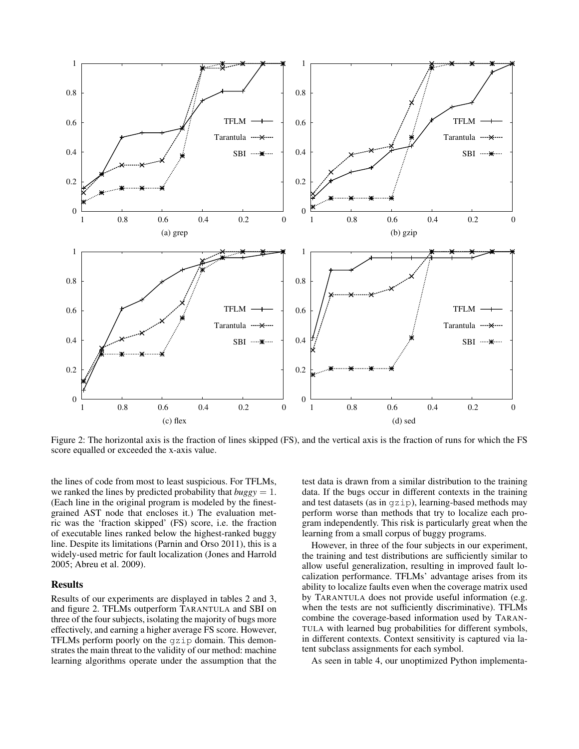Figure 2: The horizontal axis is the fraction of lines skipped (FS), and the vertical axis is the fraction of runs for which the FS score equalled or exceeded the x-axis value.

the lines of code from most to least suspicious. For TFLMs, we ranked the lines by predicted probability that *buggy* $= 1$. (Each line in the original program is modeled by the finest-grained AST node that encloses it.) The evaluation metric was the 'fraction skipped' (FS) score, i.e. the fraction of executable lines ranked below the highest-ranked buggy line. Despite its limitations (Parnin and Orso 2011), this is a widely-used metric for fault localization (Jones and Harrold 2005; Abreu et al. 2009).

## Results

Results of our experiments are displayed in tables 2 and 3, and figure 2. TFLMs outperform TARANTULA and SBI on three of the four subjects, isolating the majority of bugs more effectively, and earning a higher average FS score. However, TFLMs perform poorly on the `gzip` domain. This demonstrates the main threat to the validity of our method: machine learning algorithms operate under the assumption that the test data is drawn from a similar distribution to the training data. If the bugs occur in different contexts in the training and test datasets (as in `gzip`), learning-based methods may perform worse than methods that try to localize each program independently. This risk is particularly great when the learning from a small corpus of buggy programs.

However, in three of the four subjects in our experiment, the training and test distributions are sufficiently similar to allow useful generalization, resulting in improved fault localization performance. TFLMs' advantage arises from its ability to localize faults even when the coverage matrix used by TARANTULA does not provide useful information (e.g. when the tests are not sufficiently discriminative). TFLMs combine the coverage-based information used by TARANTULA with learned bug probabilities for different symbols, in different contexts. Context sensitivity is captured via latent subclass assignments for each symbol.

As seen in table 4, our unoptimized Python implementa-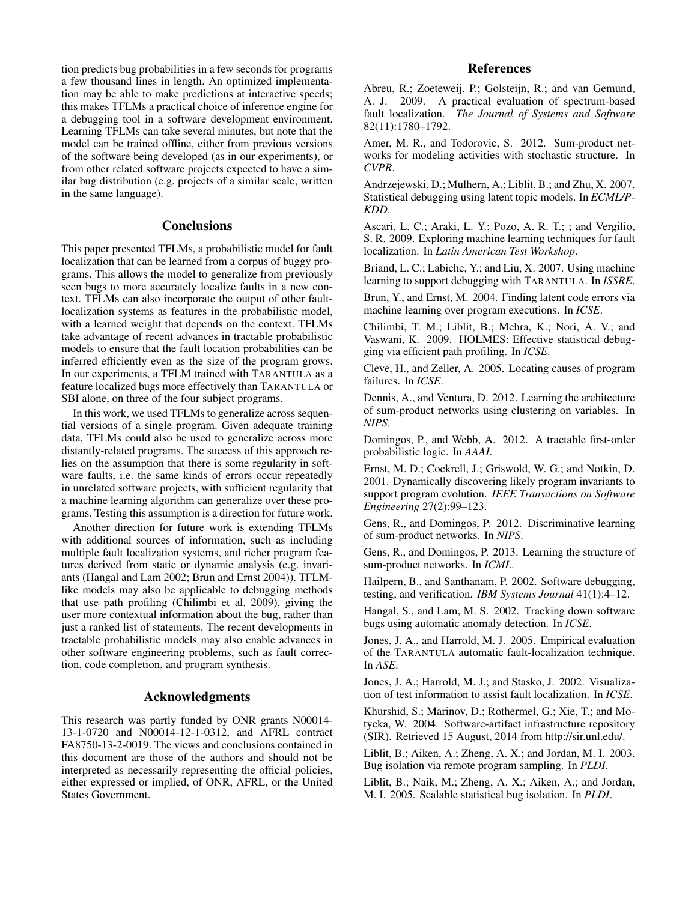tion predicts bug probabilities in a few seconds for programs a few thousand lines in length. An optimized implementation may be able to make predictions at interactive speeds; this makes TFLMs a practical choice of inference engine for a debugging tool in a software development environment. Learning TFLMs can take several minutes, but note that the model can be trained offline, either from previous versions of the software being developed (as in our experiments), or from other related software projects expected to have a similar bug distribution (e.g. projects of a similar scale, written in the same language).

## Conclusions

This paper presented TFLMs, a probabilistic model for fault localization that can be learned from a corpus of buggy programs. This allows the model to generalize from previously seen bugs to more accurately localize faults in a new context. TFLMs can also incorporate the output of other fault-localization systems as features in the probabilistic model, with a learned weight that depends on the context. TFLMs take advantage of recent advances in tractable probabilistic models to ensure that the fault location probabilities can be inferred efficiently even as the size of the program grows. In our experiments, a TFLM trained with TARANTULA as a feature localized bugs more effectively than TARANTULA or SBI alone, on three of the four subject programs.

In this work, we used TFLMs to generalize across sequential versions of a single program. Given adequate training data, TFLMs could also be used to generalize across more distantly-related programs. The success of this approach relies on the assumption that there is some regularity in software faults, i.e. the same kinds of errors occur repeatedly in unrelated software projects, with sufficient regularity that a machine learning algorithm can generalize over these programs. Testing this assumption is a direction for future work.

Another direction for future work is extending TFLMs with additional sources of information, such as including multiple fault localization systems, and richer program features derived from static or dynamic analysis (e.g. invariants (Hangal and Lam 2002; Brun and Ernst 2004)). TFLM-like models may also be applicable to debugging methods that use path profiling (Chilimbi et al. 2009), giving the user more contextual information about the bug, rather than just a ranked list of statements. The recent developments in tractable probabilistic models may also enable advances in other software engineering problems, such as fault correction, code completion, and program synthesis.

## Acknowledgments

This research was partly funded by ONR grants N00014-13-1-0720 and N00014-12-1-0312, and AFRL contract FA8750-13-2-0019. The views and conclusions contained in this document are those of the authors and should not be interpreted as necessarily representing the official policies, either expressed or implied, of ONR, AFRL, or the United States Government.

## References

Abreu, R.; Zoeteweij, P.; Golsteijn, R.; and van Gemund, A. J. 2009. A practical evaluation of spectrum-based fault localization. *The Journal of Systems and Software* 82(11):1780–1792.

Amer, M. R., and Todorovic, S. 2012. Sum-product networks for modeling activities with stochastic structure. In *CVPR*.

Andrzejewski, D.; Mulhern, A.; Liblit, B.; and Zhu, X. 2007. Statistical debugging using latent topic models. In *ECML/PKDD*.

Ascari, L. C.; Araki, L. Y.; Pozo, A. R. T.; ; and Vergilio, S. R. 2009. Exploring machine learning techniques for fault localization. In *Latin American Test Workshop*.

Briand, L. C.; Labiche, Y.; and Liu, X. 2007. Using machine learning to support debugging with TARANTULA. In *ISSRE*.

Brun, Y., and Ernst, M. 2004. Finding latent code errors via machine learning over program executions. In *ICSE*.

Chilimbi, T. M.; Liblit, B.; Mehra, K.; Nori, A. V.; and Vaswani, K. 2009. HOLMES: Effective statistical debugging via efficient path profiling. In *ICSE*.

Cleve, H., and Zeller, A. 2005. Locating causes of program failures. In *ICSE*.

Dennis, A., and Ventura, D. 2012. Learning the architecture of sum-product networks using clustering on variables. In *NIPS*.

Domingos, P., and Webb, A. 2012. A tractable first-order probabilistic logic. In *AAAI*.

Ernst, M. D.; Cockrell, J.; Griswold, W. G.; and Notkin, D. 2001. Dynamically discovering likely program invariants to support program evolution. *IEEE Transactions on Software Engineering* 27(2):99–123.

Gens, R., and Domingos, P. 2012. Discriminative learning of sum-product networks. In *NIPS*.

Gens, R., and Domingos, P. 2013. Learning the structure of sum-product networks. In *ICML*.

Hailpern, B., and Santhanam, P. 2002. Software debugging, testing, and verification. *IBM Systems Journal* 41(1):4–12.

Hangal, S., and Lam, M. S. 2002. Tracking down software bugs using automatic anomaly detection. In *ICSE*.

Jones, J. A., and Harrold, M. J. 2005. Empirical evaluation of the TARANTULA automatic fault-localization technique. In *ASE*.

Jones, J. A.; Harrold, M. J.; and Stasko, J. 2002. Visualization of test information to assist fault localization. In *ICSE*.

Khurshid, S.; Marinov, D.; Rothermel, G.; Xie, T.; and Motycka, W. 2004. Software-artifact infrastructure repository (SIR). Retrieved 15 August, 2014 from http://sir.unl.edu/.

Liblit, B.; Aiken, A.; Zheng, A. X.; and Jordan, M. I. 2003. Bug isolation via remote program sampling. In *PLDI*.

Liblit, B.; Naik, M.; Zheng, A. X.; Aiken, A.; and Jordan, M. I. 2005. Scalable statistical bug isolation. In *PLDI*.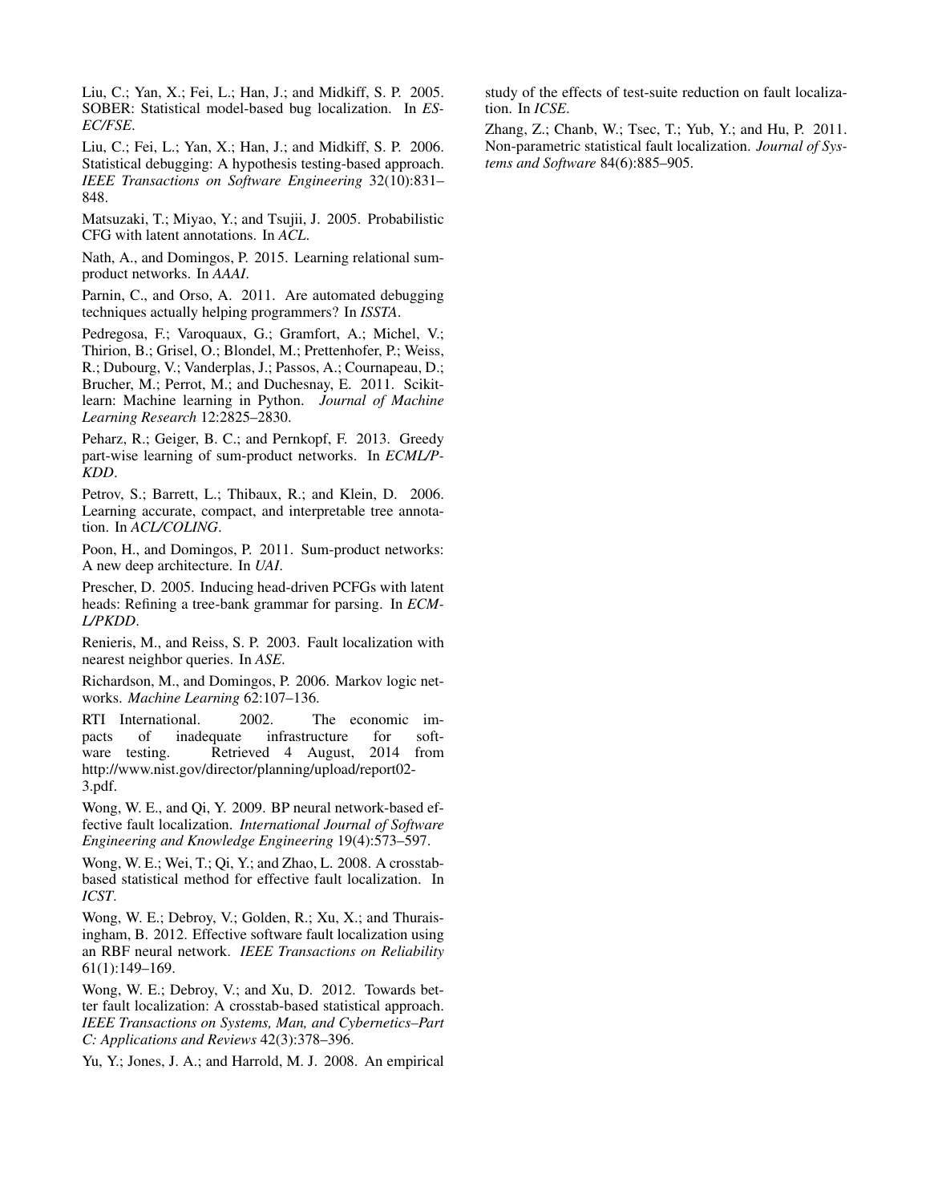Liu, C.; Yan, X.; Fei, L.; Han, J.; and Midkiff, S. P. 2005. SOBER: Statistical model-based bug localization. In *ESEC/FSE*.

Liu, C.; Fei, L.; Yan, X.; Han, J.; and Midkiff, S. P. 2006. Statistical debugging: A hypothesis testing-based approach. *IEEE Transactions on Software Engineering* 32(10):831–848.

Matsuzaki, T.; Miyao, Y.; and Tsujii, J. 2005. Probabilistic CFG with latent annotations. In *ACL*.

Nath, A., and Domingos, P. 2015. Learning relational sum-product networks. In *AAAI*.

Parnin, C., and Orso, A. 2011. Are automated debugging techniques actually helping programmers? In *ISSTA*.

Pedregosa, F.; Varoquaux, G.; Gramfort, A.; Michel, V.; Thirion, B.; Grisel, O.; Blondel, M.; Prettenhofer, P.; Weiss, R.; Dubourg, V.; Vanderplas, J.; Passos, A.; Cournapeau, D.; Brucher, M.; Perrot, M.; and Duchesnay, E. 2011. Scikit-learn: Machine learning in Python. *Journal of Machine Learning Research* 12:2825–2830.

Peharz, R.; Geiger, B. C.; and Pernkopf, F. 2013. Greedy part-wise learning of sum-product networks. In *ECML/PKDD*.

Petrov, S.; Barrett, L.; Thibaux, R.; and Klein, D. 2006. Learning accurate, compact, and interpretable tree annotation. In *ACL/COLING*.

Poon, H., and Domingos, P. 2011. Sum-product networks: A new deep architecture. In *UAI*.

Prescher, D. 2005. Inducing head-driven PCFGs with latent heads: Refining a tree-bank grammar for parsing. In *ECML/PKDD*.

Renieris, M., and Reiss, S. P. 2003. Fault localization with nearest neighbor queries. In *ASE*.

Richardson, M., and Domingos, P. 2006. Markov logic networks. *Machine Learning* 62:107–136.

RTI International. 2002. The economic impacts of inadequate infrastructure for software testing. Retrieved 4 August, 2014 from http://www.nist.gov/director/planning/upload/report02-3.pdf.

Wong, W. E., and Qi, Y. 2009. BP neural network-based effective fault localization. *International Journal of Software Engineering and Knowledge Engineering* 19(4):573–597.

Wong, W. E.; Wei, T.; Qi, Y.; and Zhao, L. 2008. A crosstab-based statistical method for effective fault localization. In *ICST*.

Wong, W. E.; Debroy, V.; Golden, R.; Xu, X.; and Thuraisingham, B. 2012. Effective software fault localization using an RBF neural network. *IEEE Transactions on Reliability* 61(1):149–169.

Wong, W. E.; Debroy, V.; and Xu, D. 2012. Towards better fault localization: A crosstab-based statistical approach. *IEEE Transactions on Systems, Man, and Cybernetics–Part C: Applications and Reviews* 42(3):378–396.

Yu, Y.; Jones, J. A.; and Harrold, M. J. 2008. An empirical study of the effects of test-suite reduction on fault localization. In *ICSE*.

Zhang, Z.; Chanb, W.; Tsec, T.; Yub, Y.; and Hu, P. 2011. Non-parametric statistical fault localization. *Journal of Systems and Software* 84(6):885–905.